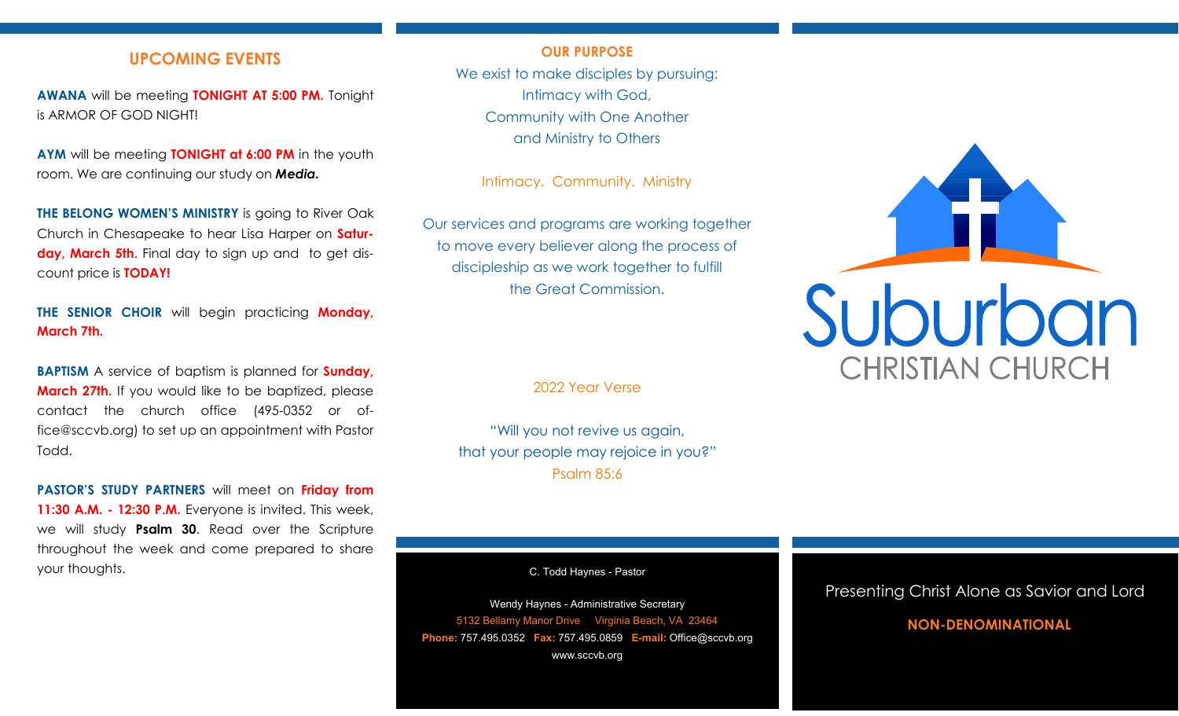## UPCOMING EVENTS

**AWANA** will be meeting **TONIGHT AT 5:00 PM.** Tonight is ARMOR OF GOD NIGHT!

**AYM** will be meeting **TONIGHT at 6:00 PM** in the youth room. We are continuing our study on ***Media.***

**THE BELONG WOMEN'S MINISTRY** is going to River Oak Church in Chesapeake to hear Lisa Harper on **Saturday, March 5th**. Final day to sign up and to get discount price is **TODAY!**

**THE SENIOR CHOIR** will begin practicing **Monday, March 7th.**

**BAPTISM** A service of baptism is planned for **Sunday, March 27th.** If you would like to be baptized, please contact the church office (495-0352 or office@sccvb.org) to set up an appointment with Pastor Todd.

**PASTOR'S STUDY PARTNERS** will meet on **Friday from 11:30 A.M. - 12:30 P.M.** Everyone is invited. This week, we will study **Psalm 30**. Read over the Scripture throughout the week and come prepared to share your thoughts.

**OUR PURPOSE**

We exist to make disciples by pursuing:
Intimacy with God,
Community with One Another
and Ministry to Others

Intimacy. Community. Ministry

Our services and programs are working together to move every believer along the process of discipleship as we work together to fulfill the Great Commission.

2022 Year Verse

"Will you not revive us again,
that your people may rejoice in you?"
Psalm 85:6

C. Todd Haynes - Pastor

Wendy Haynes - Administrative Secretary
5132 Bellamy Manor Drive Virginia Beach, VA 23464
**Phone:** 757.495.0352 **Fax:** 757.495.0859 **E-mail:** Office@sccvb.org
www.sccvb.org

# Suburban
## CHRISTIAN CHURCH

Presenting Christ Alone as Savior and Lord

**NON-DENOMINATIONAL**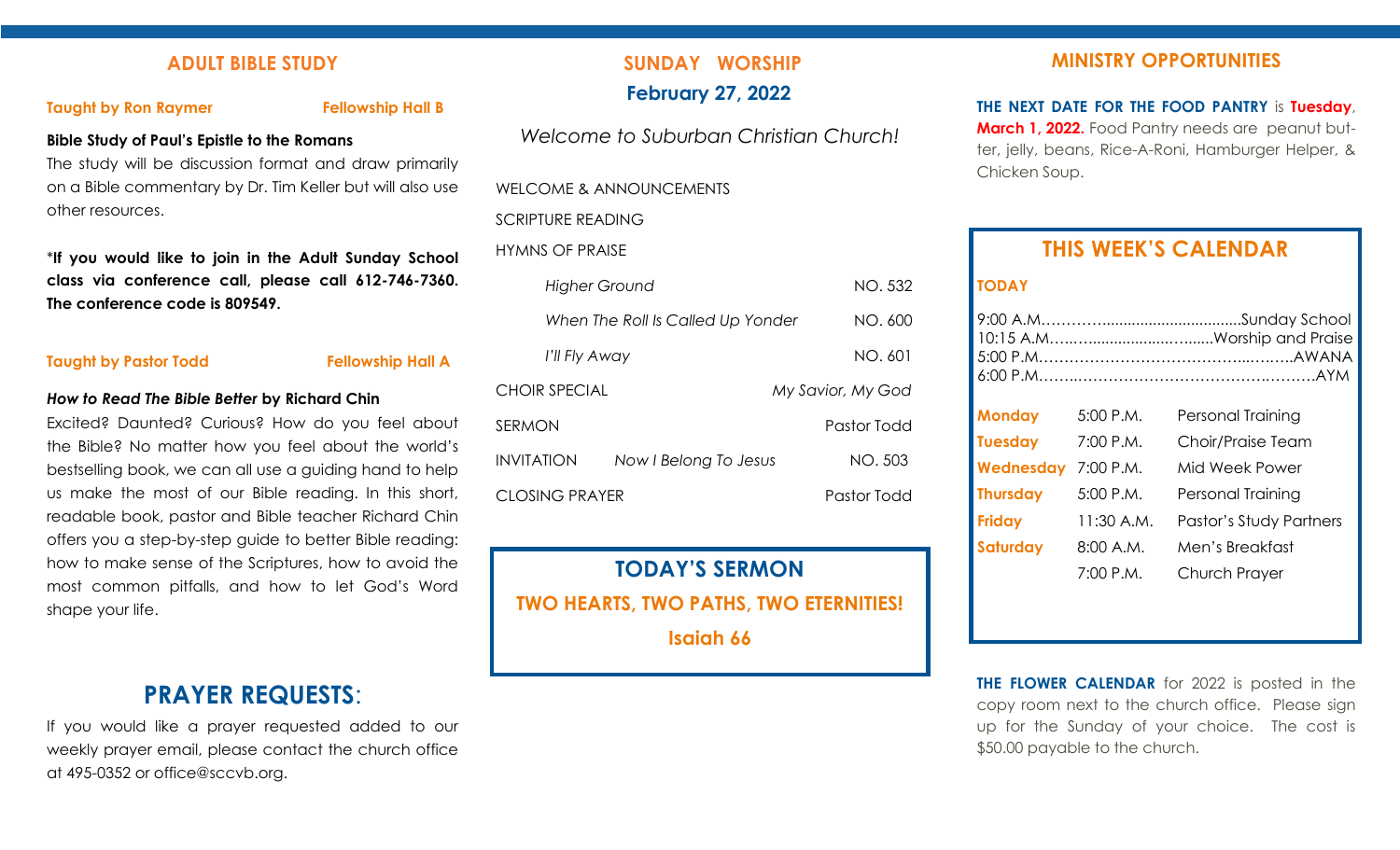## ADULT BIBLE STUDY

**Taught by Ron Raymer** **Fellowship Hall B**

**Bible Study of Paul's Epistle to the Romans**

The study will be discussion format and draw primarily on a Bible commentary by Dr. Tim Keller but will also use other resources.

***If you would like to join in the Adult Sunday School class via conference call, please call 612-746-7360. The conference code is 809549.**

**Taught by Pastor Todd** **Fellowship Hall A**

***How to Read The Bible Better* by Richard Chin**

Excited? Daunted? Curious? How do you feel about the Bible? No matter how you feel about the world's bestselling book, we can all use a guiding hand to help us make the most of our Bible reading. In this short, readable book, pastor and Bible teacher Richard Chin offers you a step-by-step guide to better Bible reading: how to make sense of the Scriptures, how to avoid the most common pitfalls, and how to let God's Word shape your life.

## PRAYER REQUESTS:

If you would like a prayer requested added to our weekly prayer email, please contact the church office at 495-0352 or office@sccvb.org.

## SUNDAY WORSHIP

**February 27, 2022**

*Welcome to Suburban Christian Church!*

WELCOME & ANNOUNCEMENTS

SCRIPTURE READING

HYMNS OF PRAISE

| | |
|---|---|
| *Higher Ground* | NO. 532 |
| *When The Roll Is Called Up Yonder* | NO. 600 |
| *I'll Fly Away* | NO. 601 |

CHOIR SPECIAL — *My Savior, My God*

SERMON — Pastor Todd

INVITATION — *Now I Belong To Jesus* — NO. 503

CLOSING PRAYER — Pastor Todd

## TODAY'S SERMON

**TWO HEARTS, TWO PATHS, TWO ETERNITIES!**

**Isaiah 66**

## MINISTRY OPPORTUNITIES

**THE NEXT DATE FOR THE FOOD PANTRY** is **Tuesday, March 1, 2022.** Food Pantry needs are peanut butter, jelly, beans, Rice-A-Roni, Hamburger Helper, & Chicken Soup.

## THIS WEEK'S CALENDAR

**TODAY**

9:00 A.M.……………...............................Sunday School
10:15 A.M.…..…...................….......Worship and Praise
5:00 P.M.…………………………………...……..AWANA
6:00 P.M.……..……………………………….……….AYM

| | | |
|---|---|---|
| **Monday** | 5:00 P.M. | Personal Training |
| **Tuesday** | 7:00 P.M. | Choir/Praise Team |
| **Wednesday** | 7:00 P.M. | Mid Week Power |
| **Thursday** | 5:00 P.M. | Personal Training |
| **Friday** | 11:30 A.M. | Pastor's Study Partners |
| **Saturday** | 8:00 A.M. | Men's Breakfast |
| | 7:00 P.M. | Church Prayer |

**THE FLOWER CALENDAR** for 2022 is posted in the copy room next to the church office. Please sign up for the Sunday of your choice. The cost is $50.00 payable to the church.